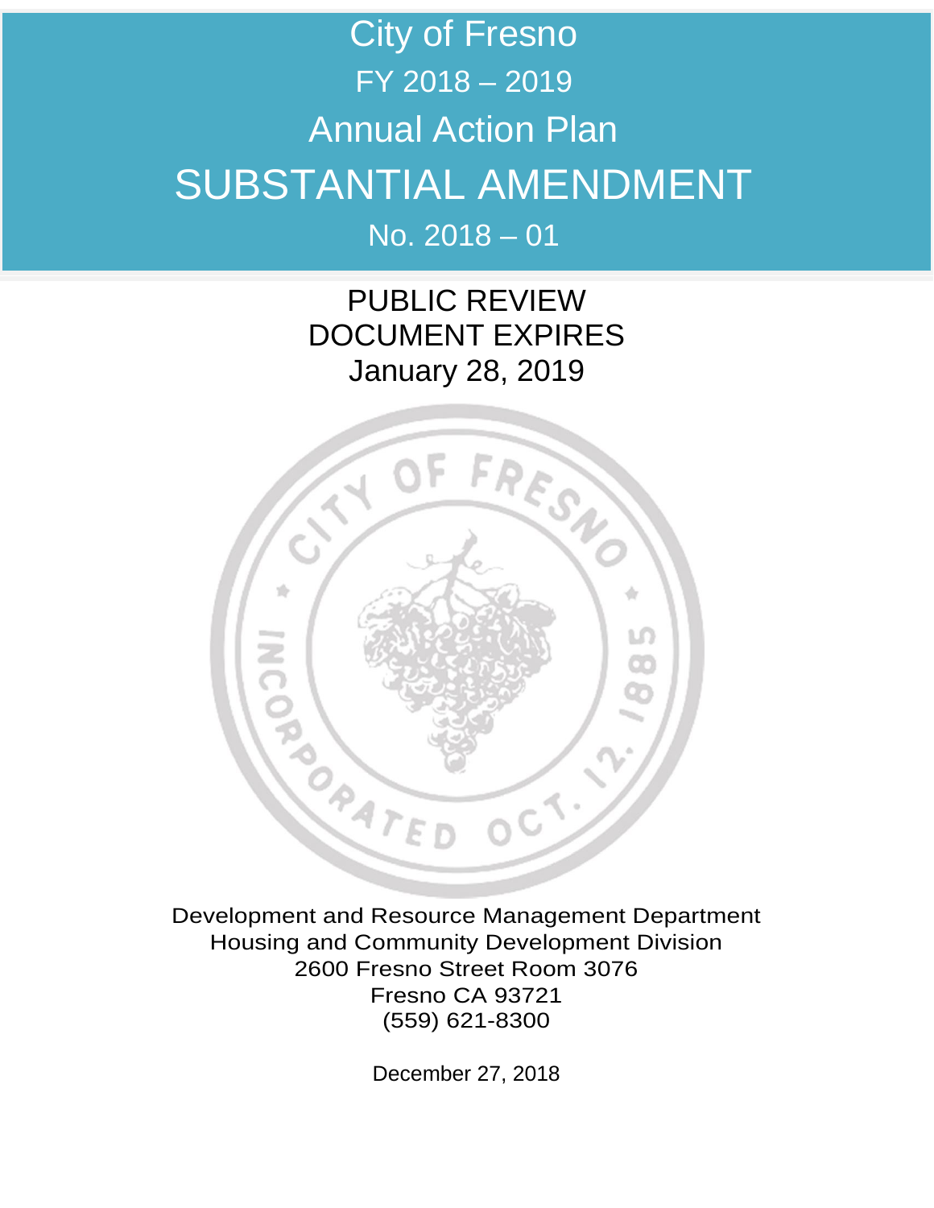# City of Fresno

## FY 2018 – 2019

## Annual Action Plan

# SUBSTANTIAL AMENDMENT

## No. 2018 – 01

PUBLIC REVIEW
DOCUMENT EXPIRES
January 28, 2019

Development and Resource Management Department
Housing and Community Development Division
2600 Fresno Street Room 3076
Fresno CA 93721
(559) 621-8300

December 27, 2018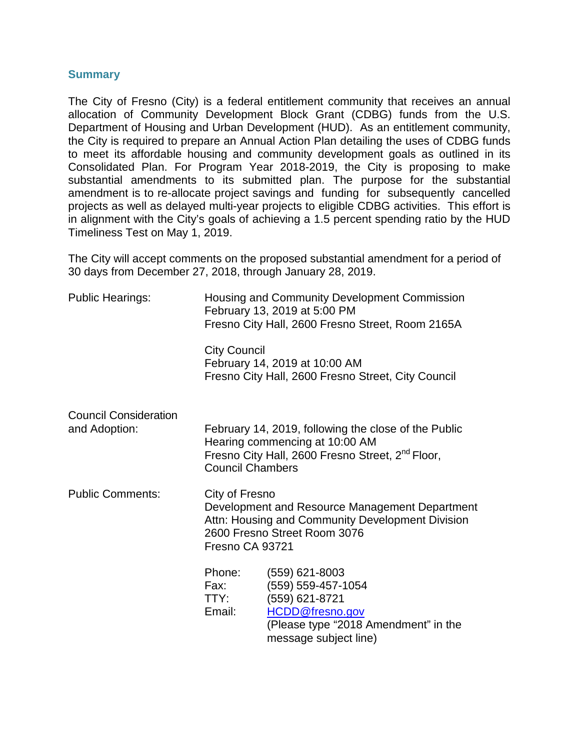## Summary

The City of Fresno (City) is a federal entitlement community that receives an annual allocation of Community Development Block Grant (CDBG) funds from the U.S. Department of Housing and Urban Development (HUD). As an entitlement community, the City is required to prepare an Annual Action Plan detailing the uses of CDBG funds to meet its affordable housing and community development goals as outlined in its Consolidated Plan. For Program Year 2018-2019, the City is proposing to make substantial amendments to its submitted plan. The purpose for the substantial amendment is to re-allocate project savings and funding for subsequently cancelled projects as well as delayed multi-year projects to eligible CDBG activities. This effort is in alignment with the City's goals of achieving a 1.5 percent spending ratio by the HUD Timeliness Test on May 1, 2019.

The City will accept comments on the proposed substantial amendment for a period of 30 days from December 27, 2018, through January 28, 2019.

| | |
|---|---|
| Public Hearings: | Housing and Community Development Commission<br>February 13, 2019 at 5:00 PM<br>Fresno City Hall, 2600 Fresno Street, Room 2165A |
| | City Council<br>February 14, 2019 at 10:00 AM<br>Fresno City Hall, 2600 Fresno Street, City Council |
| Council Consideration and Adoption: | February 14, 2019, following the close of the Public Hearing commencing at 10:00 AM<br>Fresno City Hall, 2600 Fresno Street, 2nd Floor, Council Chambers |
| Public Comments: | City of Fresno<br>Development and Resource Management Department<br>Attn: Housing and Community Development Division<br>2600 Fresno Street Room 3076<br>Fresno CA 93721 |

| | |
|---|---|
| Phone: | (559) 621-8003 |
| Fax: | (559) 559-457-1054 |
| TTY: | (559) 621-8721 |
| Email: | HCDD@fresno.gov<br>(Please type "2018 Amendment" in the message subject line) |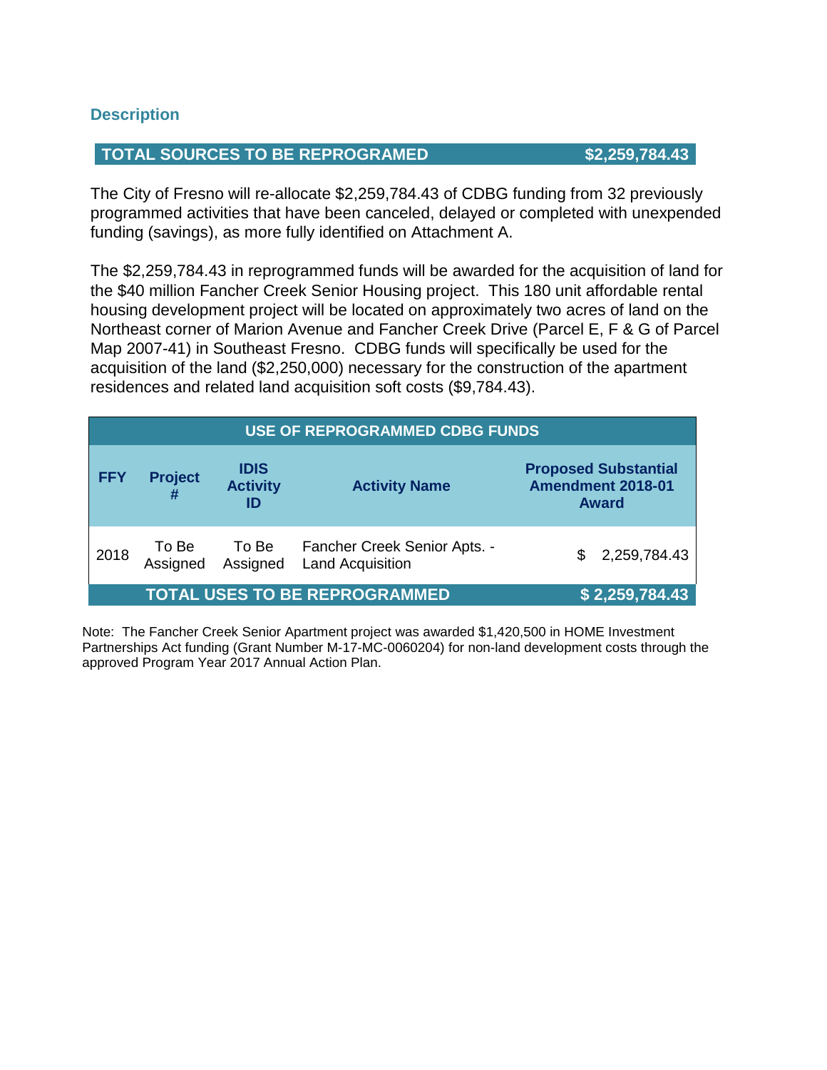### Description

| TOTAL SOURCES TO BE REPROGRAMED | $2,259,784.43 |
|---|---|

The City of Fresno will re-allocate $2,259,784.43 of CDBG funding from 32 previously programmed activities that have been canceled, delayed or completed with unexpended funding (savings), as more fully identified on Attachment A.

The $2,259,784.43 in reprogrammed funds will be awarded for the acquisition of land for the $40 million Fancher Creek Senior Housing project. This 180 unit affordable rental housing development project will be located on approximately two acres of land on the Northeast corner of Marion Avenue and Fancher Creek Drive (Parcel E, F & G of Parcel Map 2007-41) in Southeast Fresno. CDBG funds will specifically be used for the acquisition of the land ($2,250,000) necessary for the construction of the apartment residences and related land acquisition soft costs ($9,784.43).

| USE OF REPROGRAMMED CDBG FUNDS | | | | |
|---|---|---|---|---|
| **FFY** | **Project #** | **IDIS Activity ID** | **Activity Name** | **Proposed Substantial Amendment 2018-01 Award** |
| 2018 | To Be Assigned | To Be Assigned | Fancher Creek Senior Apts. - Land Acquisition | $ 2,259,784.43 |
| **TOTAL USES TO BE REPROGRAMMED** | | | | **$ 2,259,784.43** |

Note: The Fancher Creek Senior Apartment project was awarded $1,420,500 in HOME Investment Partnerships Act funding (Grant Number M-17-MC-0060204) for non-land development costs through the approved Program Year 2017 Annual Action Plan.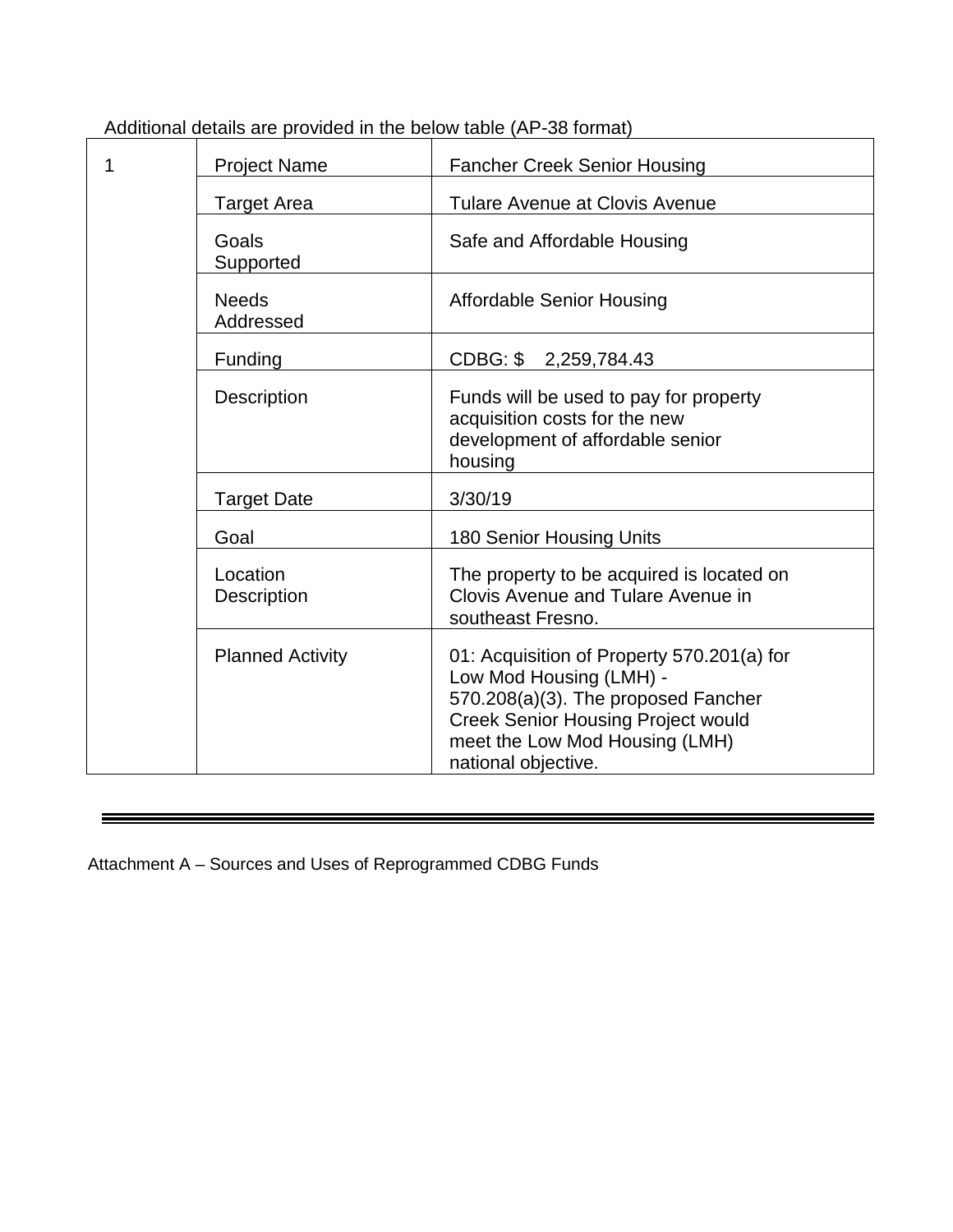Additional details are provided in the below table (AP-38 format)

| 1 | Project Name | Fancher Creek Senior Housing |
|---|---|---|
| | Target Area | Tulare Avenue at Clovis Avenue |
| | Goals Supported | Safe and Affordable Housing |
| | Needs Addressed | Affordable Senior Housing |
| | Funding | CDBG: $ 2,259,784.43 |
| | Description | Funds will be used to pay for property acquisition costs for the new development of affordable senior housing |
| | Target Date | 3/30/19 |
| | Goal | 180 Senior Housing Units |
| | Location Description | The property to be acquired is located on Clovis Avenue and Tulare Avenue in southeast Fresno. |
| | Planned Activity | 01: Acquisition of Property 570.201(a) for Low Mod Housing (LMH) - 570.208(a)(3). The proposed Fancher Creek Senior Housing Project would meet the Low Mod Housing (LMH) national objective. |

---

Attachment A – Sources and Uses of Reprogrammed CDBG Funds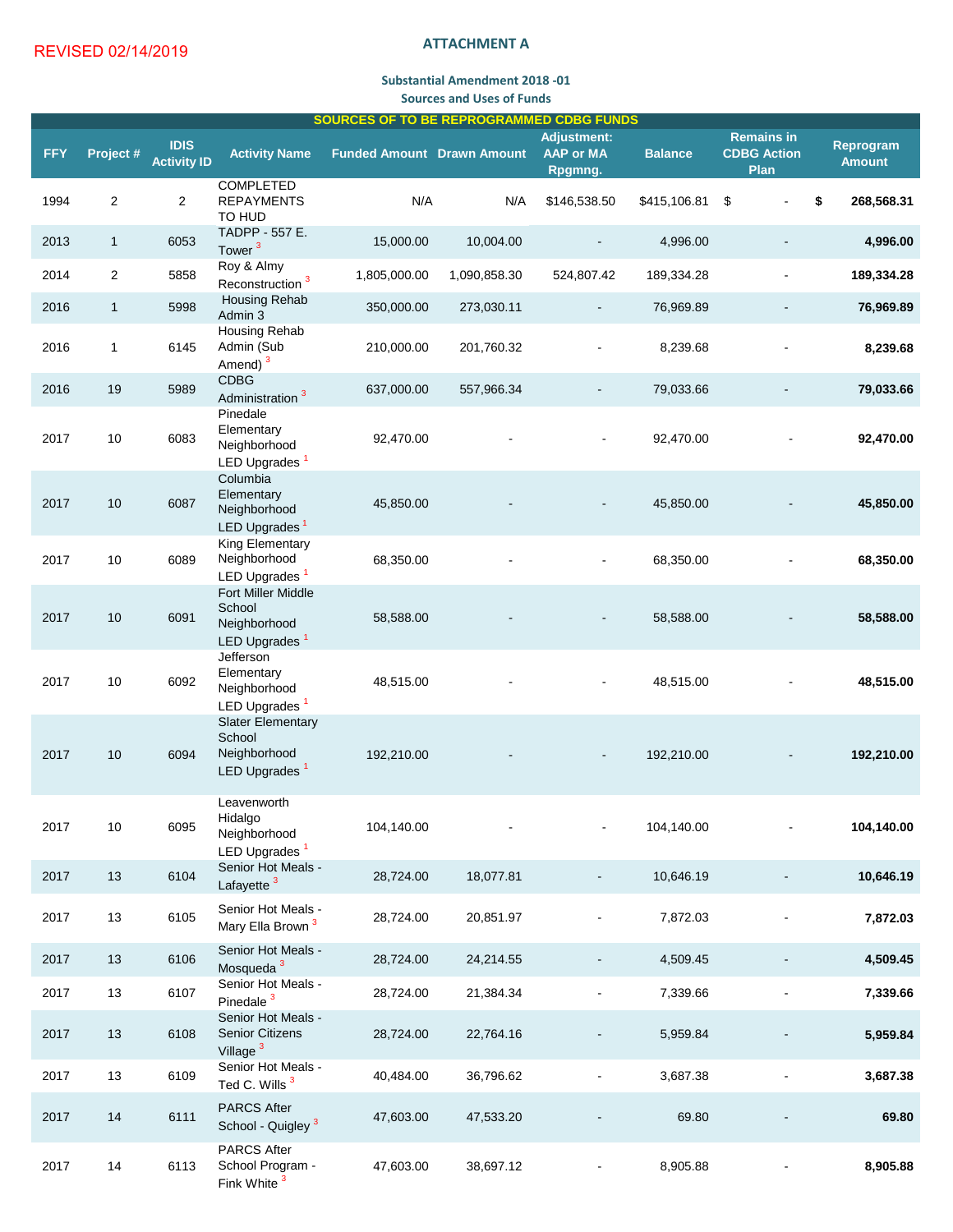REVISED 02/14/2019

## ATTACHMENT A

### Substantial Amendment 2018 -01
### Sources and Uses of Funds

| SOURCES OF TO BE REPROGRAMMED CDBG FUNDS | | | | | | | | | |
|---|---|---|---|---|---|---|---|---|---|
| FFY | Project # | IDIS Activity ID | Activity Name | Funded Amount | Drawn Amount | Adjustment: AAP or MA Rpgmng. | Balance | Remains in CDBG Action Plan | Reprogram Amount |
| 1994 | 2 | 2 | COMPLETED REPAYMENTS TO HUD | N/A | N/A | $146,538.50 | $415,106.81 | $ - | **$ 268,568.31** |
| 2013 | 1 | 6053 | TADPP - 557 E. Tower [3] | 15,000.00 | 10,004.00 | - | 4,996.00 | - | **4,996.00** |
| 2014 | 2 | 5858 | Roy & Almy Reconstruction [3] | 1,805,000.00 | 1,090,858.30 | 524,807.42 | 189,334.28 | - | **189,334.28** |
| 2016 | 1 | 5998 | Housing Rehab Admin 3 | 350,000.00 | 273,030.11 | - | 76,969.89 | - | **76,969.89** |
| 2016 | 1 | 6145 | Housing Rehab Admin (Sub Amend) [3] | 210,000.00 | 201,760.32 | - | 8,239.68 | - | **8,239.68** |
| 2016 | 19 | 5989 | CDBG Administration [3] | 637,000.00 | 557,966.34 | - | 79,033.66 | - | **79,033.66** |
| 2017 | 10 | 6083 | Pinedale Elementary Neighborhood LED Upgrades [1] | 92,470.00 | - | - | 92,470.00 | - | **92,470.00** |
| 2017 | 10 | 6087 | Columbia Elementary Neighborhood LED Upgrades [1] | 45,850.00 | - | - | 45,850.00 | - | **45,850.00** |
| 2017 | 10 | 6089 | King Elementary Neighborhood LED Upgrades [1] | 68,350.00 | - | - | 68,350.00 | - | **68,350.00** |
| 2017 | 10 | 6091 | Fort Miller Middle School Neighborhood LED Upgrades [1] | 58,588.00 | - | - | 58,588.00 | - | **58,588.00** |
| 2017 | 10 | 6092 | Jefferson Elementary Neighborhood LED Upgrades [1] | 48,515.00 | - | - | 48,515.00 | - | **48,515.00** |
| 2017 | 10 | 6094 | Slater Elementary School Neighborhood LED Upgrades [1] | 192,210.00 | - | - | 192,210.00 | - | **192,210.00** |
| 2017 | 10 | 6095 | Leavenworth Hidalgo Neighborhood LED Upgrades [1] | 104,140.00 | - | - | 104,140.00 | - | **104,140.00** |
| 2017 | 13 | 6104 | Senior Hot Meals - Lafayette [3] | 28,724.00 | 18,077.81 | - | 10,646.19 | - | **10,646.19** |
| 2017 | 13 | 6105 | Senior Hot Meals - Mary Ella Brown [3] | 28,724.00 | 20,851.97 | - | 7,872.03 | - | **7,872.03** |
| 2017 | 13 | 6106 | Senior Hot Meals - Mosqueda [3] | 28,724.00 | 24,214.55 | - | 4,509.45 | - | **4,509.45** |
| 2017 | 13 | 6107 | Senior Hot Meals - Pinedale [3] | 28,724.00 | 21,384.34 | - | 7,339.66 | - | **7,339.66** |
| 2017 | 13 | 6108 | Senior Hot Meals - Senior Citizens Village [3] | 28,724.00 | 22,764.16 | - | 5,959.84 | - | **5,959.84** |
| 2017 | 13 | 6109 | Senior Hot Meals - Ted C. Wills [3] | 40,484.00 | 36,796.62 | - | 3,687.38 | - | **3,687.38** |
| 2017 | 14 | 6111 | PARCS After School - Quigley [3] | 47,603.00 | 47,533.20 | - | 69.80 | - | **69.80** |
| 2017 | 14 | 6113 | PARCS After School Program - Fink White [3] | 47,603.00 | 38,697.12 | - | 8,905.88 | - | **8,905.88** |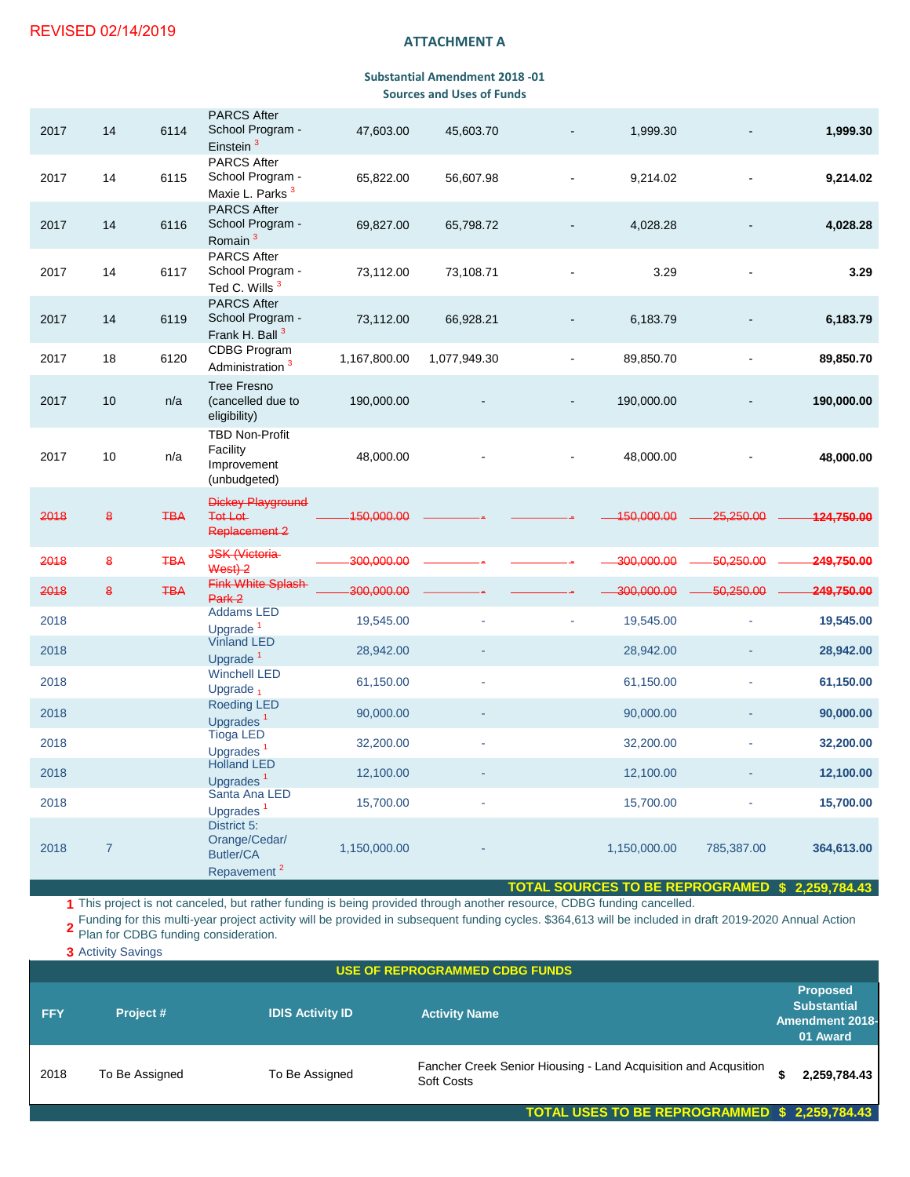REVISED 02/14/2019

## ATTACHMENT A

### Substantial Amendment 2018 -01
### Sources and Uses of Funds

| | | | | | | | | | |
|---|---|---|---|---|---|---|---|---|---|
| 2017 | 14 | 6114 | PARCS After School Program - Einstein [3] | 47,603.00 | 45,603.70 | - | 1,999.30 | - | **1,999.30** |
| 2017 | 14 | 6115 | PARCS After School Program - Maxie L. Parks [3] | 65,822.00 | 56,607.98 | - | 9,214.02 | - | **9,214.02** |
| 2017 | 14 | 6116 | PARCS After School Program - Romain [3] | 69,827.00 | 65,798.72 | - | 4,028.28 | - | **4,028.28** |
| 2017 | 14 | 6117 | PARCS After School Program - Ted C. Wills [3] | 73,112.00 | 73,108.71 | - | 3.29 | - | **3.29** |
| 2017 | 14 | 6119 | PARCS After School Program - Frank H. Ball [3] | 73,112.00 | 66,928.21 | - | 6,183.79 | - | **6,183.79** |
| 2017 | 18 | 6120 | CDBG Program Administration [3] | 1,167,800.00 | 1,077,949.30 | - | 89,850.70 | - | **89,850.70** |
| 2017 | 10 | n/a | Tree Fresno (cancelled due to eligibility) | 190,000.00 | - | - | 190,000.00 | - | **190,000.00** |
| 2017 | 10 | n/a | TBD Non-Profit Facility Improvement (unbudgeted) | 48,000.00 | - | - | 48,000.00 | - | **48,000.00** |
| ~~2018~~ | ~~8~~ | ~~TBA~~ | ~~Dickey Playground Tot Lot Replacement 2~~ | ~~150,000.00~~ | ~~-~~ | ~~-~~ | ~~150,000.00~~ | ~~25,250.00~~ | ~~**124,750.00**~~ |
| ~~2018~~ | ~~8~~ | ~~TBA~~ | ~~JSK (Victoria West) 2~~ | ~~300,000.00~~ | ~~-~~ | ~~-~~ | ~~300,000.00~~ | ~~50,250.00~~ | ~~**249,750.00**~~ |
| ~~2018~~ | ~~8~~ | ~~TBA~~ | ~~Fink White Splash Park 2~~ | ~~300,000.00~~ | ~~-~~ | ~~-~~ | ~~300,000.00~~ | ~~50,250.00~~ | ~~**249,750.00**~~ |
| 2018 | | | Addams LED Upgrade [1] | 19,545.00 | - | - | 19,545.00 | - | **19,545.00** |
| 2018 | | | Vinland LED Upgrade [1] | 28,942.00 | - | | 28,942.00 | - | **28,942.00** |
| 2018 | | | Winchell LED Upgrade [1] | 61,150.00 | - | | 61,150.00 | - | **61,150.00** |
| 2018 | | | Roeding LED Upgrades [1] | 90,000.00 | - | | 90,000.00 | - | **90,000.00** |
| 2018 | | | Tioga LED Upgrades [1] | 32,200.00 | - | | 32,200.00 | - | **32,200.00** |
| 2018 | | | Holland LED Upgrades [1] | 12,100.00 | - | | 12,100.00 | - | **12,100.00** |
| 2018 | | | Santa Ana LED Upgrades [1] | 15,700.00 | - | | 15,700.00 | - | **15,700.00** |
| 2018 | 7 | | District 5: Orange/Cedar/ Butler/CA Repavement [2] | 1,150,000.00 | - | | 1,150,000.00 | 785,387.00 | **364,613.00** |
| | | | | | | | | **TOTAL SOURCES TO BE REPROGRAMED** | **$ 2,259,784.43** |

1 This project is not canceled, but rather funding is being provided through another resource, CDBG funding cancelled.

2 Funding for this multi-year project activity will be provided in subsequent funding cycles. $364,613 will be included in draft 2019-2020 Annual Action Plan for CDBG funding consideration.

3 Activity Savings

**USE OF REPROGRAMMED CDBG FUNDS**

| FFY | Project # | IDIS Activity ID | Activity Name | Proposed Substantial Amendment 2018-01 Award |
|---|---|---|---|---|
| 2018 | To Be Assigned | To Be Assigned | Fancher Creek Senior Hiousing - Land Acquisition and Acqusition Soft Costs | $ 2,259,784.43 |
| | | | **TOTAL USES TO BE REPROGRAMMED** | **$ 2,259,784.43** |